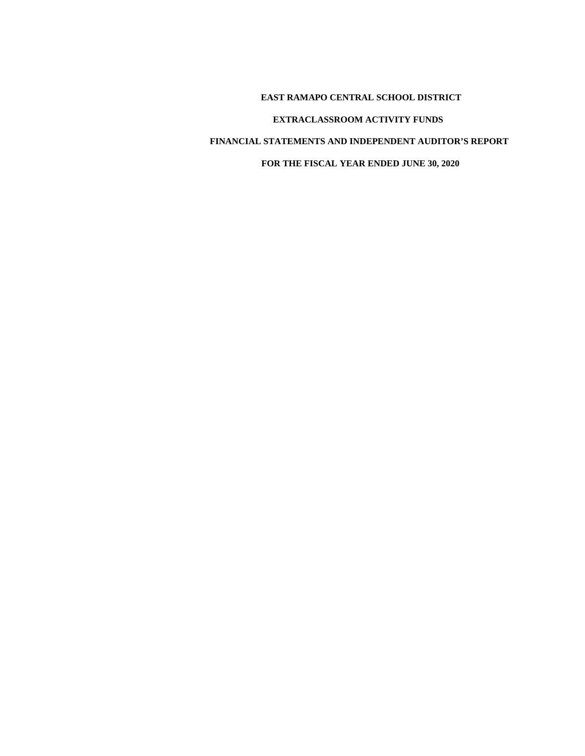# EAST RAMAPO CENTRAL SCHOOL DISTRICT

## EXTRACLASSROOM ACTIVITY FUNDS

## FINANCIAL STATEMENTS AND INDEPENDENT AUDITOR'S REPORT

## FOR THE FISCAL YEAR ENDED JUNE 30, 2020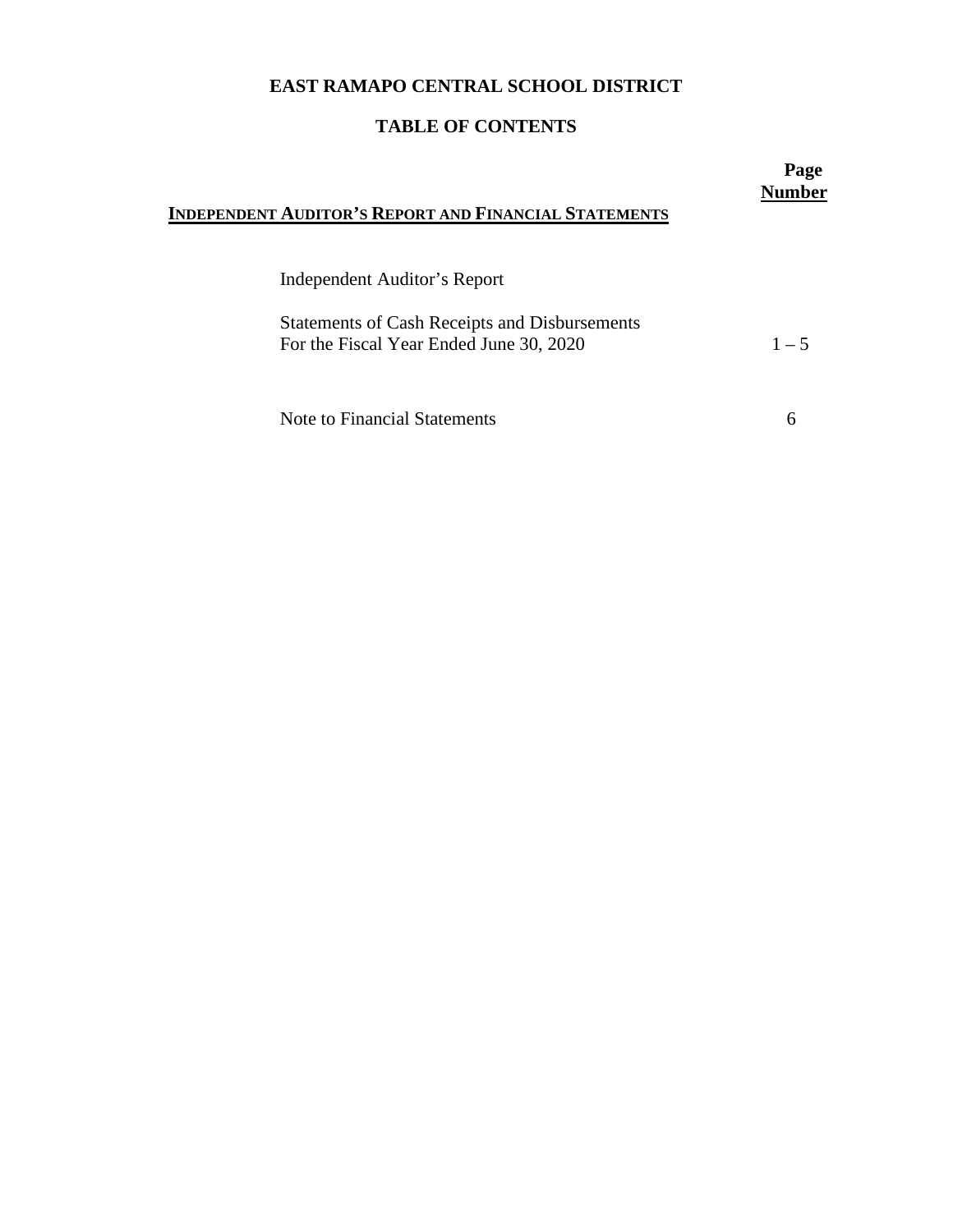# EAST RAMAPO CENTRAL SCHOOL DISTRICT

## TABLE OF CONTENTS

| | Page Number |
|---|---|
| **INDEPENDENT AUDITOR'S REPORT AND FINANCIAL STATEMENTS** | |
| Independent Auditor's Report | |
| Statements of Cash Receipts and Disbursements For the Fiscal Year Ended June 30, 2020 | 1 – 5 |
| Note to Financial Statements | 6 |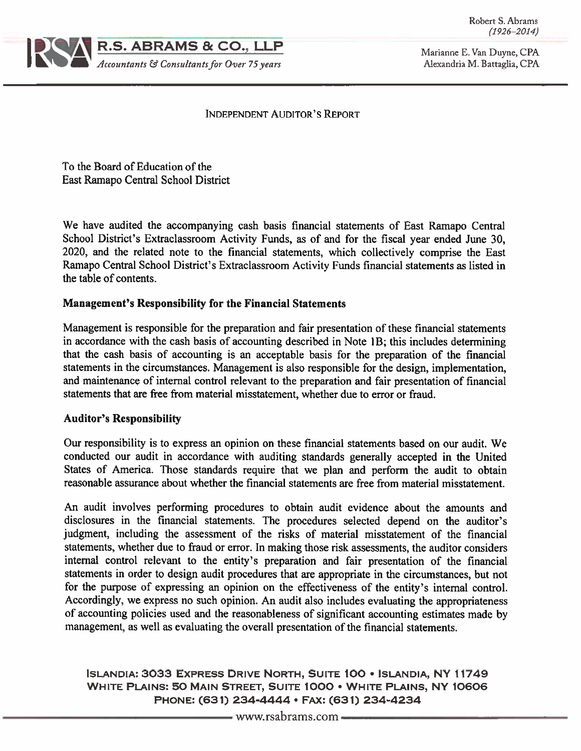Robert S. Abrams
*(1926–2014)*

**R.S. ABRAMS & CO., LLP**
*Accountants & Consultants for Over 75 years*

Marianne E. Van Duyne, CPA
Alexandria M. Battaglia, CPA

INDEPENDENT AUDITOR'S REPORT

To the Board of Education of the
East Ramapo Central School District

We have audited the accompanying cash basis financial statements of East Ramapo Central School District's Extraclassroom Activity Funds, as of and for the fiscal year ended June 30, 2020, and the related note to the financial statements, which collectively comprise the East Ramapo Central School District's Extraclassroom Activity Funds financial statements as listed in the table of contents.

**Management's Responsibility for the Financial Statements**

Management is responsible for the preparation and fair presentation of these financial statements in accordance with the cash basis of accounting described in Note 1B; this includes determining that the cash basis of accounting is an acceptable basis for the preparation of the financial statements in the circumstances. Management is also responsible for the design, implementation, and maintenance of internal control relevant to the preparation and fair presentation of financial statements that are free from material misstatement, whether due to error or fraud.

**Auditor's Responsibility**

Our responsibility is to express an opinion on these financial statements based on our audit. We conducted our audit in accordance with auditing standards generally accepted in the United States of America. Those standards require that we plan and perform the audit to obtain reasonable assurance about whether the financial statements are free from material misstatement.

An audit involves performing procedures to obtain audit evidence about the amounts and disclosures in the financial statements. The procedures selected depend on the auditor's judgment, including the assessment of the risks of material misstatement of the financial statements, whether due to fraud or error. In making those risk assessments, the auditor considers internal control relevant to the entity's preparation and fair presentation of the financial statements in order to design audit procedures that are appropriate in the circumstances, but not for the purpose of expressing an opinion on the effectiveness of the entity's internal control. Accordingly, we express no such opinion. An audit also includes evaluating the appropriateness of accounting policies used and the reasonableness of significant accounting estimates made by management, as well as evaluating the overall presentation of the financial statements.

ISLANDIA: 3033 EXPRESS DRIVE NORTH, SUITE 100 • ISLANDIA, NY 11749
WHITE PLAINS: 50 MAIN STREET, SUITE 1000 • WHITE PLAINS, NY 10606
PHONE: (631) 234-4444 • FAX: (631) 234-4234
www.rsabrams.com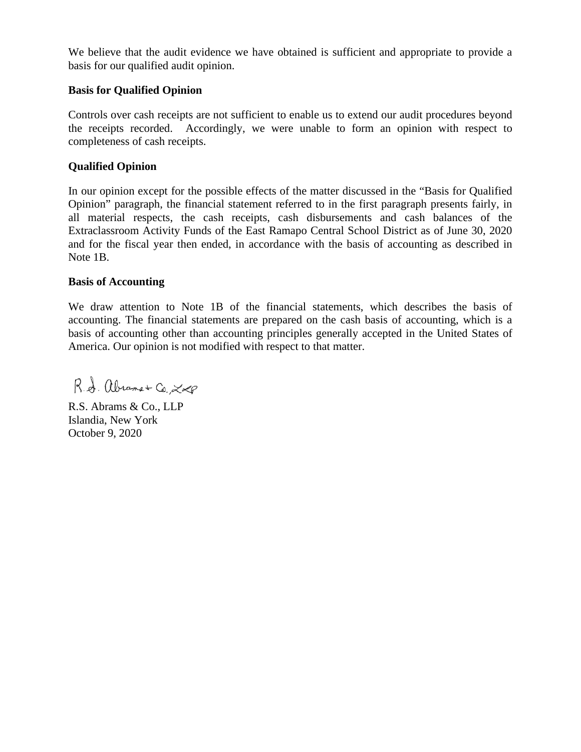We believe that the audit evidence we have obtained is sufficient and appropriate to provide a basis for our qualified audit opinion.

**Basis for Qualified Opinion**

Controls over cash receipts are not sufficient to enable us to extend our audit procedures beyond the receipts recorded. Accordingly, we were unable to form an opinion with respect to completeness of cash receipts.

**Qualified Opinion**

In our opinion except for the possible effects of the matter discussed in the "Basis for Qualified Opinion" paragraph, the financial statement referred to in the first paragraph presents fairly, in all material respects, the cash receipts, cash disbursements and cash balances of the Extraclassroom Activity Funds of the East Ramapo Central School District as of June 30, 2020 and for the fiscal year then ended, in accordance with the basis of accounting as described in Note 1B.

**Basis of Accounting**

We draw attention to Note 1B of the financial statements, which describes the basis of accounting. The financial statements are prepared on the cash basis of accounting, which is a basis of accounting other than accounting principles generally accepted in the United States of America. Our opinion is not modified with respect to that matter.

R.S. Abrams & Co., LLP

R.S. Abrams & Co., LLP
Islandia, New York
October 9, 2020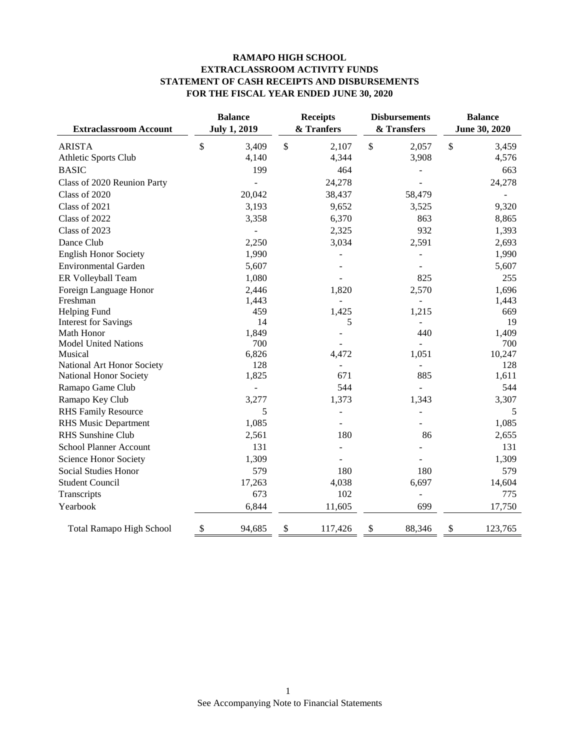**RAMAPO HIGH SCHOOL**
**EXTRACLASSROOM ACTIVITY FUNDS**
**STATEMENT OF CASH RECEIPTS AND DISBURSEMENTS**
**FOR THE FISCAL YEAR ENDED JUNE 30, 2020**

| Extraclassroom Account | Balance July 1, 2019 | Receipts & Tranfers | Disbursements & Transfers | Balance June 30, 2020 |
|---|---|---|---|---|
| ARISTA | $ 3,409 | $ 2,107 | $ 2,057 | $ 3,459 |
| Athletic Sports Club | 4,140 | 4,344 | 3,908 | 4,576 |
| BASIC | 199 | 464 | - | 663 |
| Class of 2020 Reunion Party | - | 24,278 | - | 24,278 |
| Class of 2020 | 20,042 | 38,437 | 58,479 | - |
| Class of 2021 | 3,193 | 9,652 | 3,525 | 9,320 |
| Class of 2022 | 3,358 | 6,370 | 863 | 8,865 |
| Class of 2023 | - | 2,325 | 932 | 1,393 |
| Dance Club | 2,250 | 3,034 | 2,591 | 2,693 |
| English Honor Society | 1,990 | - | - | 1,990 |
| Environmental Garden | 5,607 | - | - | 5,607 |
| ER Volleyball Team | 1,080 | - | 825 | 255 |
| Foreign Language Honor | 2,446 | 1,820 | 2,570 | 1,696 |
| Freshman | 1,443 | - | - | 1,443 |
| Helping Fund | 459 | 1,425 | 1,215 | 669 |
| Interest for Savings | 14 | 5 | - | 19 |
| Math Honor | 1,849 | - | 440 | 1,409 |
| Model United Nations | 700 | - | - | 700 |
| Musical | 6,826 | 4,472 | 1,051 | 10,247 |
| National Art Honor Society | 128 | - | - | 128 |
| National Honor Society | 1,825 | 671 | 885 | 1,611 |
| Ramapo Game Club | - | 544 | - | 544 |
| Ramapo Key Club | 3,277 | 1,373 | 1,343 | 3,307 |
| RHS Family Resource | 5 | - | - | 5 |
| RHS Music Department | 1,085 | - | - | 1,085 |
| RHS Sunshine Club | 2,561 | 180 | 86 | 2,655 |
| School Planner Account | 131 | - | - | 131 |
| Science Honor Society | 1,309 | - | - | 1,309 |
| Social Studies Honor | 579 | 180 | 180 | 579 |
| Student Council | 17,263 | 4,038 | 6,697 | 14,604 |
| Transcripts | 673 | 102 | - | 775 |
| Yearbook | 6,844 | 11,605 | 699 | 17,750 |
| Total Ramapo High School | $ 94,685 | $ 117,426 | $ 88,346 | $ 123,765 |

See Accompanying Note to Financial Statements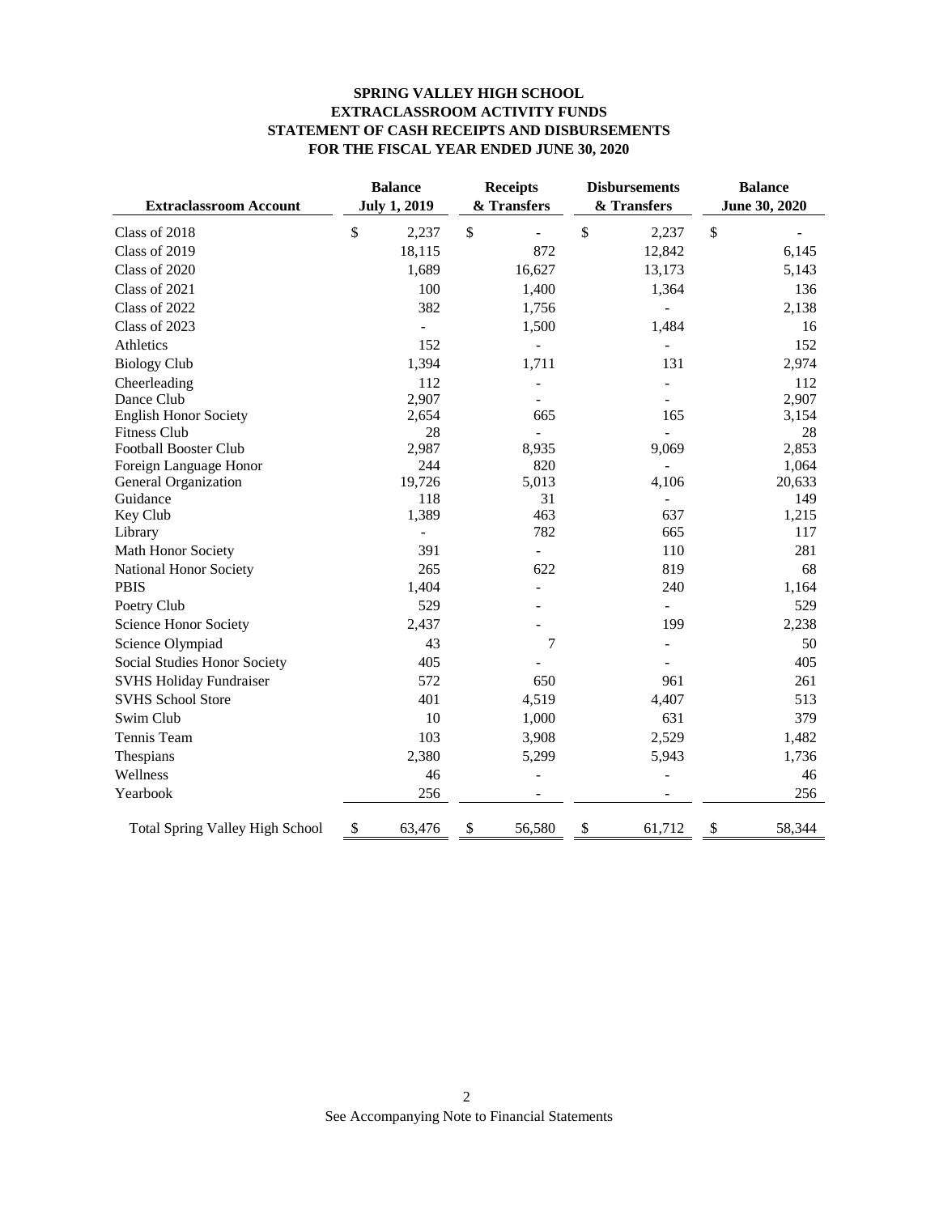**SPRING VALLEY HIGH SCHOOL**
**EXTRACLASSROOM ACTIVITY FUNDS**
**STATEMENT OF CASH RECEIPTS AND DISBURSEMENTS**
**FOR THE FISCAL YEAR ENDED JUNE 30, 2020**

| Extraclassroom Account | Balance July 1, 2019 | Receipts & Transfers | Disbursements & Transfers | Balance June 30, 2020 |
|---|---|---|---|---|
| Class of 2018 | $ 2,237 | $ - | $ 2,237 | $ - |
| Class of 2019 | 18,115 | 872 | 12,842 | 6,145 |
| Class of 2020 | 1,689 | 16,627 | 13,173 | 5,143 |
| Class of 2021 | 100 | 1,400 | 1,364 | 136 |
| Class of 2022 | 382 | 1,756 | - | 2,138 |
| Class of 2023 | - | 1,500 | 1,484 | 16 |
| Athletics | 152 | - | - | 152 |
| Biology Club | 1,394 | 1,711 | 131 | 2,974 |
| Cheerleading | 112 | - | - | 112 |
| Dance Club | 2,907 | - | - | 2,907 |
| English Honor Society | 2,654 | 665 | 165 | 3,154 |
| Fitness Club | 28 | - | - | 28 |
| Football Booster Club | 2,987 | 8,935 | 9,069 | 2,853 |
| Foreign Language Honor | 244 | 820 | - | 1,064 |
| General Organization | 19,726 | 5,013 | 4,106 | 20,633 |
| Guidance | 118 | 31 | - | 149 |
| Key Club | 1,389 | 463 | 637 | 1,215 |
| Library | - | 782 | 665 | 117 |
| Math Honor Society | 391 | - | 110 | 281 |
| National Honor Society | 265 | 622 | 819 | 68 |
| PBIS | 1,404 | - | 240 | 1,164 |
| Poetry Club | 529 | - | - | 529 |
| Science Honor Society | 2,437 | - | 199 | 2,238 |
| Science Olympiad | 43 | 7 | - | 50 |
| Social Studies Honor Society | 405 | - | - | 405 |
| SVHS Holiday Fundraiser | 572 | 650 | 961 | 261 |
| SVHS School Store | 401 | 4,519 | 4,407 | 513 |
| Swim Club | 10 | 1,000 | 631 | 379 |
| Tennis Team | 103 | 3,908 | 2,529 | 1,482 |
| Thespians | 2,380 | 5,299 | 5,943 | 1,736 |
| Wellness | 46 | - | - | 46 |
| Yearbook | 256 | - | - | 256 |
| Total Spring Valley High School | $ 63,476 | $ 56,580 | $ 61,712 | $ 58,344 |

See Accompanying Note to Financial Statements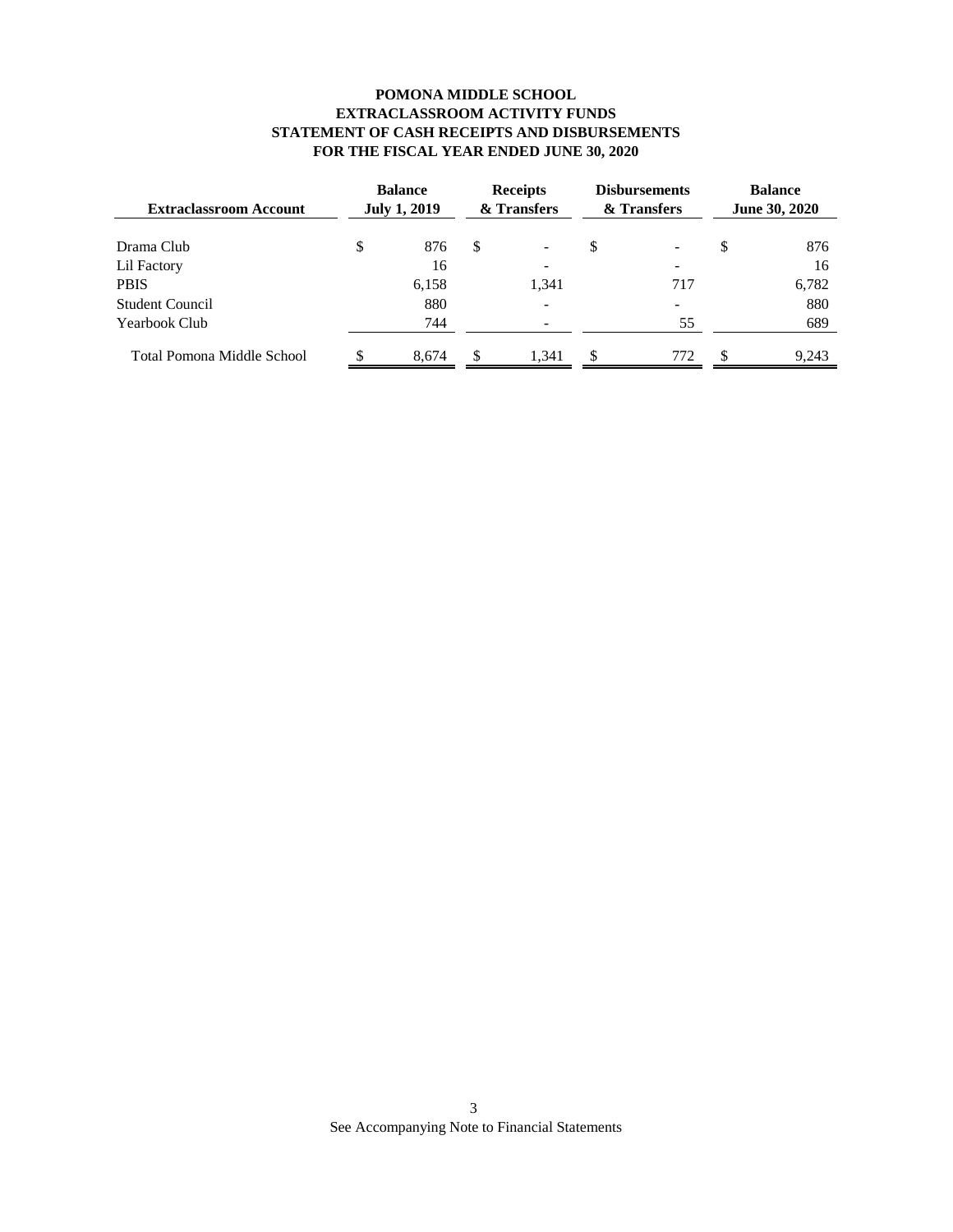**POMONA MIDDLE SCHOOL**
**EXTRACLASSROOM ACTIVITY FUNDS**
**STATEMENT OF CASH RECEIPTS AND DISBURSEMENTS**
**FOR THE FISCAL YEAR ENDED JUNE 30, 2020**

| Extraclassroom Account | Balance July 1, 2019 | Receipts & Transfers | Disbursements & Transfers | Balance June 30, 2020 |
|---|---|---|---|---|
| Drama Club | $ 876 | $ - | $ - | $ 876 |
| Lil Factory | 16 | - | - | 16 |
| PBIS | 6,158 | 1,341 | 717 | 6,782 |
| Student Council | 880 | - | - | 880 |
| Yearbook Club | 744 | - | 55 | 689 |
| Total Pomona Middle School | $ 8,674 | $ 1,341 | $ 772 | $ 9,243 |

See Accompanying Note to Financial Statements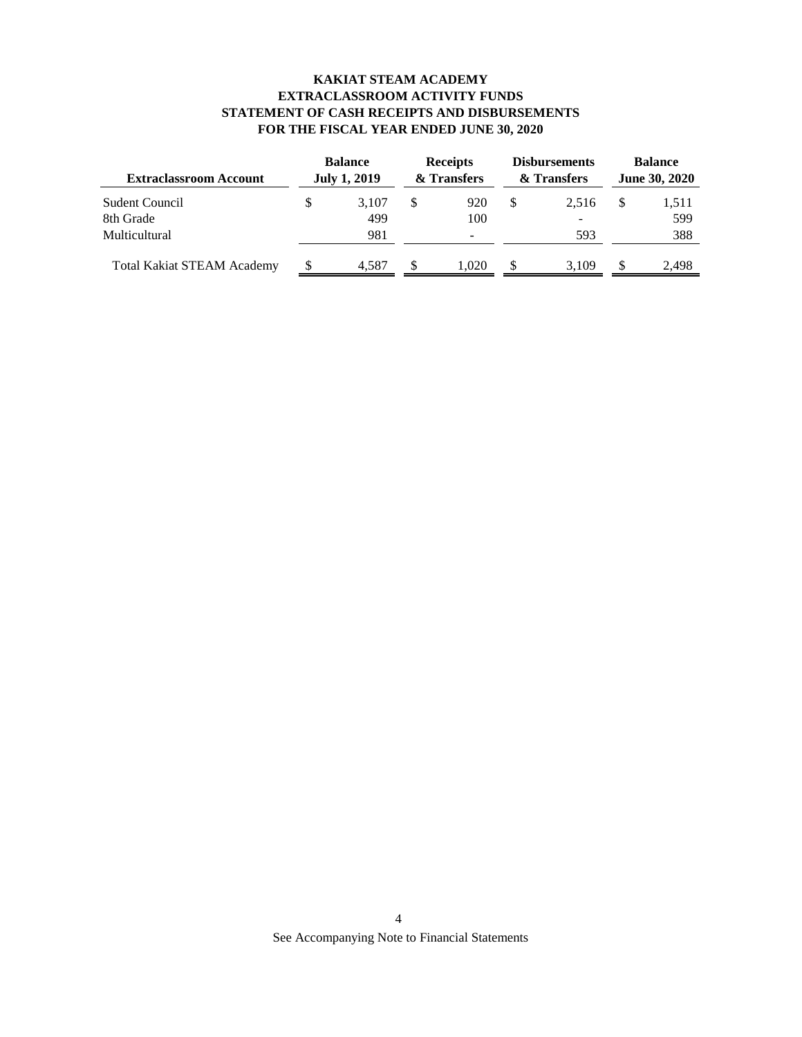**KAKIAT STEAM ACADEMY**
**EXTRACLASSROOM ACTIVITY FUNDS**
**STATEMENT OF CASH RECEIPTS AND DISBURSEMENTS**
**FOR THE FISCAL YEAR ENDED JUNE 30, 2020**

| Extraclassroom Account | Balance July 1, 2019 | Receipts & Transfers | Disbursements & Transfers | Balance June 30, 2020 |
|---|---|---|---|---|
| Sudent Council | $ 3,107 | $ 920 | $ 2,516 | $ 1,511 |
| 8th Grade | 499 | 100 | - | 599 |
| Multicultural | 981 | - | 593 | 388 |
| Total Kakiat STEAM Academy | $ 4,587 | $ 1,020 | $ 3,109 | $ 2,498 |

See Accompanying Note to Financial Statements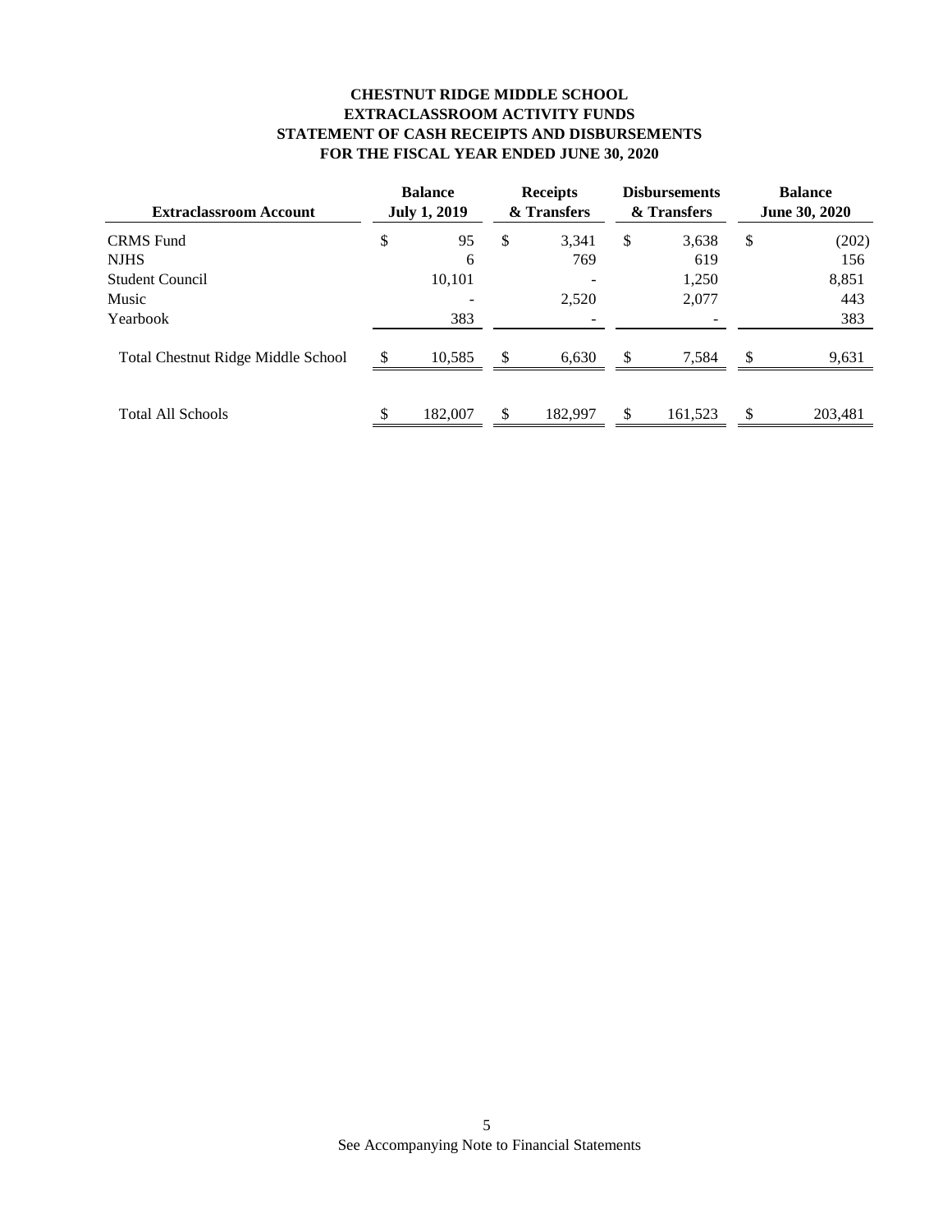# CHESTNUT RIDGE MIDDLE SCHOOL
## EXTRACLASSROOM ACTIVITY FUNDS
## STATEMENT OF CASH RECEIPTS AND DISBURSEMENTS
## FOR THE FISCAL YEAR ENDED JUNE 30, 2020

| Extraclassroom Account | Balance July 1, 2019 | Receipts & Transfers | Disbursements & Transfers | Balance June 30, 2020 |
|---|---|---|---|---|
| CRMS Fund | $ 95 | $ 3,341 | $ 3,638 | $ (202) |
| NJHS | 6 | 769 | 619 | 156 |
| Student Council | 10,101 | - | 1,250 | 8,851 |
| Music | - | 2,520 | 2,077 | 443 |
| Yearbook | 383 | - | - | 383 |
| Total Chestnut Ridge Middle School | $ 10,585 | $ 6,630 | $ 7,584 | $ 9,631 |
| Total All Schools | $ 182,007 | $ 182,997 | $ 161,523 | $ 203,481 |

See Accompanying Note to Financial Statements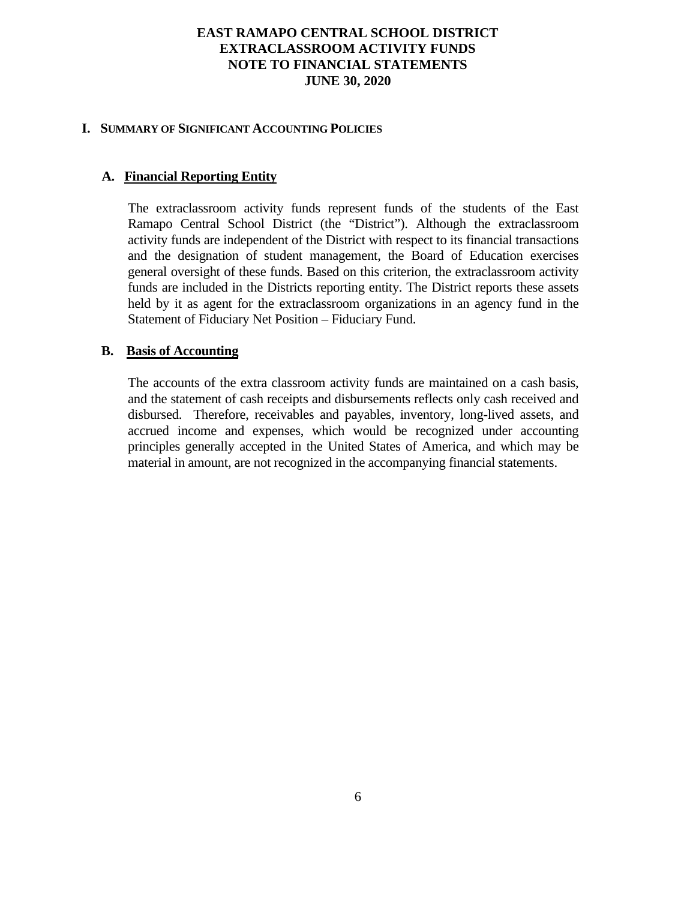# EAST RAMAPO CENTRAL SCHOOL DISTRICT
# EXTRACLASSROOM ACTIVITY FUNDS
# NOTE TO FINANCIAL STATEMENTS
# JUNE 30, 2020

## I. SUMMARY OF SIGNIFICANT ACCOUNTING POLICIES

### A. Financial Reporting Entity

The extraclassroom activity funds represent funds of the students of the East Ramapo Central School District (the "District"). Although the extraclassroom activity funds are independent of the District with respect to its financial transactions and the designation of student management, the Board of Education exercises general oversight of these funds. Based on this criterion, the extraclassroom activity funds are included in the Districts reporting entity. The District reports these assets held by it as agent for the extraclassroom organizations in an agency fund in the Statement of Fiduciary Net Position – Fiduciary Fund.

### B. Basis of Accounting

The accounts of the extra classroom activity funds are maintained on a cash basis, and the statement of cash receipts and disbursements reflects only cash received and disbursed. Therefore, receivables and payables, inventory, long-lived assets, and accrued income and expenses, which would be recognized under accounting principles generally accepted in the United States of America, and which may be material in amount, are not recognized in the accompanying financial statements.